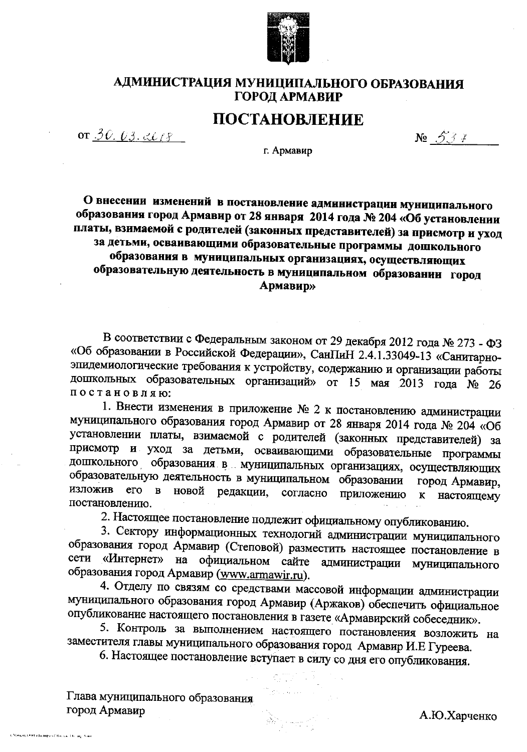# АДМИНИСТРАЦИЯ МУНИЦИПАЛЬНОГО ОБРАЗОВАНИЯ ГОРОД АРМАВИР

# ПОСТАНОВЛЕНИЕ

от 30.03.2018 № 537

г. Армавир

**О внесении изменений в постановление администрации муниципального образования город Армавир от 28 января 2014 года № 204 «Об установлении платы, взимаемой с родителей (законных представителей) за присмотр и уход за детьми, осваивающими образовательные программы дошкольного образования в муниципальных организациях, осуществляющих образовательную деятельность в муниципальном образовании город Армавир»**

В соответствии с Федеральным законом от 29 декабря 2012 года № 273 - ФЗ «Об образовании в Российской Федерации», СанПиН 2.4.1.33049-13 «Санитарно-эпидемиологические требования к устройству, содержанию и организации работы дошкольных образовательных организаций» от 15 мая 2013 года № 26 постановляю:

1. Внести изменения в приложение № 2 к постановлению администрации муниципального образования город Армавир от 28 января 2014 года № 204 «Об установлении платы, взимаемой с родителей (законных представителей) за присмотр и уход за детьми, осваивающими образовательные программы дошкольного образования в муниципальных организациях, осуществляющих образовательную деятельность в муниципальном образовании город Армавир, изложив его в новой редакции, согласно приложению к настоящему постановлению.

2. Настоящее постановление подлежит официальному опубликованию.

3. Сектору информационных технологий администрации муниципального образования город Армавир (Степовой) разместить настоящее постановление в сети «Интернет» на официальном сайте администрации муниципального образования город Армавир (www.armawir.ru).

4. Отделу по связям со средствами массовой информации администрации муниципального образования город Армавир (Аржаков) обеспечить официальное опубликование настоящего постановления в газете «Армавирский собеседник».

5. Контроль за выполнением настоящего постановления возложить на заместителя главы муниципального образования город Армавир И.Е Гуреева.

6. Настоящее постановление вступает в силу со дня его опубликования.

Глава муниципального образования
город Армавир А.Ю.Харченко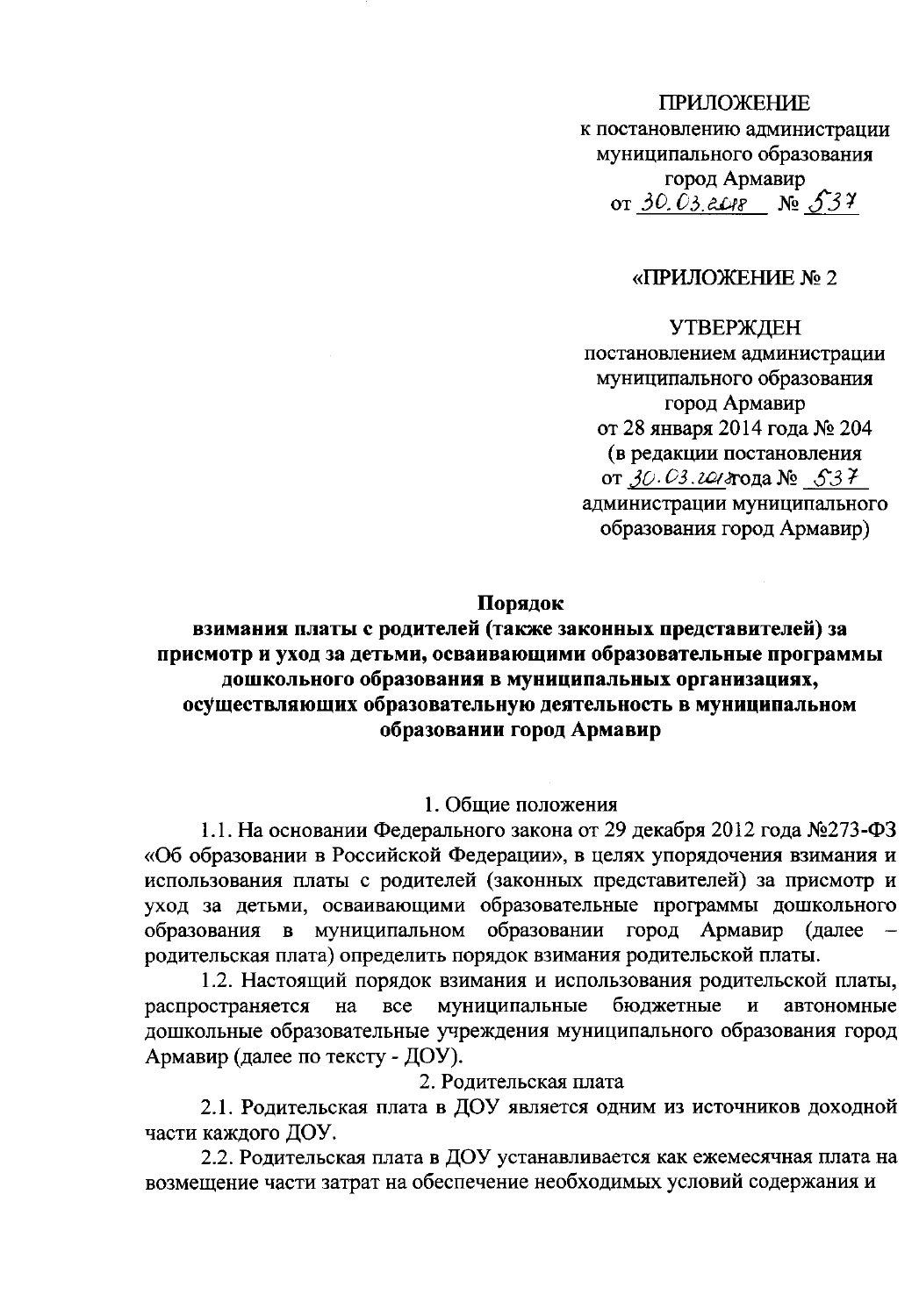ПРИЛОЖЕНИЕ
к постановлению администрации
муниципального образования
город Армавир
от 30.03.2018 № 537

«ПРИЛОЖЕНИЕ № 2

УТВЕРЖДЕН
постановлением администрации
муниципального образования
город Армавир
от 28 января 2014 года № 204
(в редакции постановления
от 30.03.2018 года № 537
администрации муниципального
образования город Армавир)

**Порядок**
**взимания платы с родителей (также законных представителей) за присмотр и уход за детьми, осваивающими образовательные программы дошкольного образования в муниципальных организациях, осуществляющих образовательную деятельность в муниципальном образовании город Армавир**

1. Общие положения

1.1. На основании Федерального закона от 29 декабря 2012 года №273-ФЗ «Об образовании в Российской Федерации», в целях упорядочения взимания и использования платы с родителей (законных представителей) за присмотр и уход за детьми, осваивающими образовательные программы дошкольного образования в муниципальном образовании город Армавир (далее – родительская плата) определить порядок взимания родительской платы.

1.2. Настоящий порядок взимания и использования родительской платы, распространяется на все муниципальные бюджетные и автономные дошкольные образовательные учреждения муниципального образования город Армавир (далее по тексту - ДОУ).

2. Родительская плата

2.1. Родительская плата в ДОУ является одним из источников доходной части каждого ДОУ.

2.2. Родительская плата в ДОУ устанавливается как ежемесячная плата на возмещение части затрат на обеспечение необходимых условий содержания и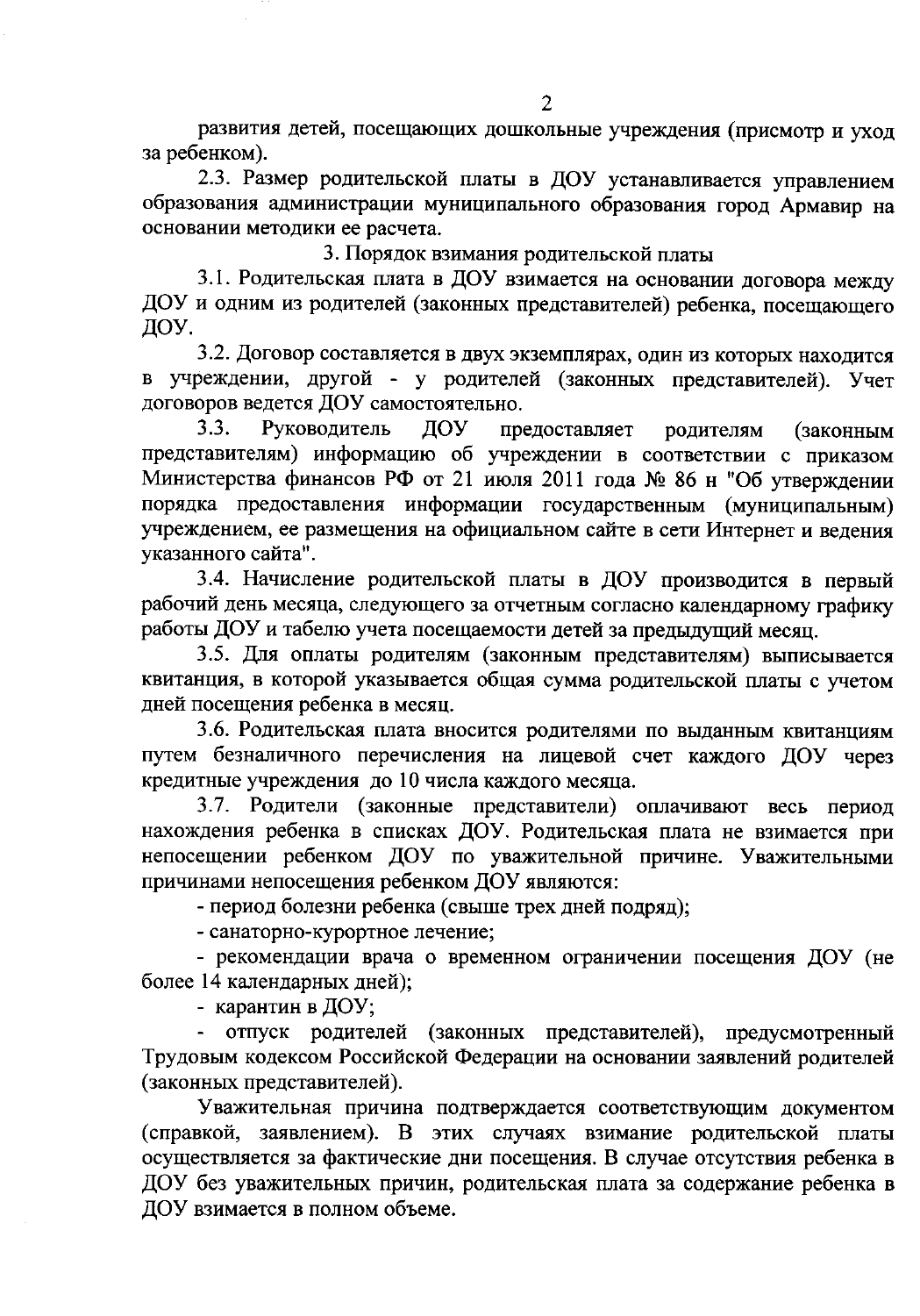развития детей, посещающих дошкольные учреждения (присмотр и уход за ребенком).

2.3. Размер родительской платы в ДОУ устанавливается управлением образования администрации муниципального образования город Армавир на основании методики ее расчета.

### 3. Порядок взимания родительской платы

3.1. Родительская плата в ДОУ взимается на основании договора между ДОУ и одним из родителей (законных представителей) ребенка, посещающего ДОУ.

3.2. Договор составляется в двух экземплярах, один из которых находится в учреждении, другой - у родителей (законных представителей). Учет договоров ведется ДОУ самостоятельно.

3.3. Руководитель ДОУ предоставляет родителям (законным представителям) информацию об учреждении в соответствии с приказом Министерства финансов РФ от 21 июля 2011 года № 86 н "Об утверждении порядка предоставления информации государственным (муниципальным) учреждением, ее размещения на официальном сайте в сети Интернет и ведения указанного сайта".

3.4. Начисление родительской платы в ДОУ производится в первый рабочий день месяца, следующего за отчетным согласно календарному графику работы ДОУ и табелю учета посещаемости детей за предыдущий месяц.

3.5. Для оплаты родителям (законным представителям) выписывается квитанция, в которой указывается общая сумма родительской платы с учетом дней посещения ребенка в месяц.

3.6. Родительская плата вносится родителями по выданным квитанциям путем безналичного перечисления на лицевой счет каждого ДОУ через кредитные учреждения до 10 числа каждого месяца.

3.7. Родители (законные представители) оплачивают весь период нахождения ребенка в списках ДОУ. Родительская плата не взимается при непосещении ребенком ДОУ по уважительной причине. Уважительными причинами непосещения ребенком ДОУ являются:

- период болезни ребенка (свыше трех дней подряд);
- санаторно-курортное лечение;
- рекомендации врача о временном ограничении посещения ДОУ (не более 14 календарных дней);
- карантин в ДОУ;
- отпуск родителей (законных представителей), предусмотренный Трудовым кодексом Российской Федерации на основании заявлений родителей (законных представителей).

Уважительная причина подтверждается соответствующим документом (справкой, заявлением). В этих случаях взимание родительской платы осуществляется за фактические дни посещения. В случае отсутствия ребенка в ДОУ без уважительных причин, родительская плата за содержание ребенка в ДОУ взимается в полном объеме.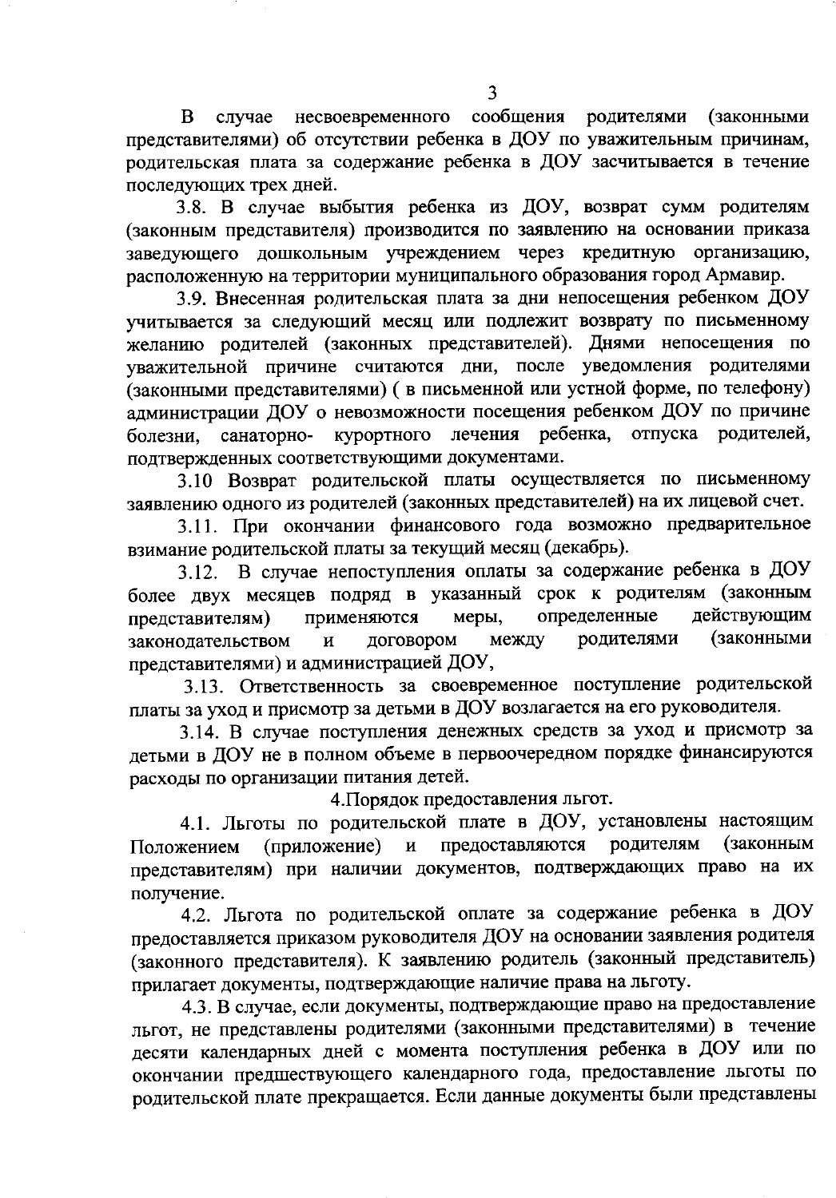В случае несвоевременного сообщения родителями (законными представителями) об отсутствии ребенка в ДОУ по уважительным причинам, родительская плата за содержание ребенка в ДОУ засчитывается в течение последующих трех дней.

3.8. В случае выбытия ребенка из ДОУ, возврат сумм родителям (законным представителя) производится по заявлению на основании приказа заведующего дошкольным учреждением через кредитную организацию, расположенную на территории муниципального образования город Армавир.

3.9. Внесенная родительская плата за дни непосещения ребенком ДОУ учитывается за следующий месяц или подлежит возврату по письменному желанию родителей (законных представителей). Днями непосещения по уважительной причине считаются дни, после уведомления родителями (законными представителями) ( в письменной или устной форме, по телефону) администрации ДОУ о невозможности посещения ребенком ДОУ по причине болезни, санаторно- курортного лечения ребенка, отпуска родителей, подтвержденных соответствующими документами.

3.10 Возврат родительской платы осуществляется по письменному заявлению одного из родителей (законных представителей) на их лицевой счет.

3.11. При окончании финансового года возможно предварительное взимание родительской платы за текущий месяц (декабрь).

3.12. В случае непоступления оплаты за содержание ребенка в ДОУ более двух месяцев подряд в указанный срок к родителям (законным представителям) применяются меры, определенные действующим законодательством и договором между родителями (законными представителями) и администрацией ДОУ,

3.13. Ответственность за своевременное поступление родительской платы за уход и присмотр за детьми в ДОУ возлагается на его руководителя.

3.14. В случае поступления денежных средств за уход и присмотр за детьми в ДОУ не в полном объеме в первоочередном порядке финансируются расходы по организации питания детей.

4.Порядок предоставления льгот.

4.1. Льготы по родительской плате в ДОУ, установлены настоящим Положением (приложение) и предоставляются родителям (законным представителям) при наличии документов, подтверждающих право на их получение.

4.2. Льгота по родительской оплате за содержание ребенка в ДОУ предоставляется приказом руководителя ДОУ на основании заявления родителя (законного представителя). К заявлению родитель (законный представитель) прилагает документы, подтверждающие наличие права на льготу.

4.3. В случае, если документы, подтверждающие право на предоставление льгот, не представлены родителями (законными представителями) в течение десяти календарных дней с момента поступления ребенка в ДОУ или по окончании предшествующего календарного года, предоставление льготы по родительской плате прекращается. Если данные документы были представлены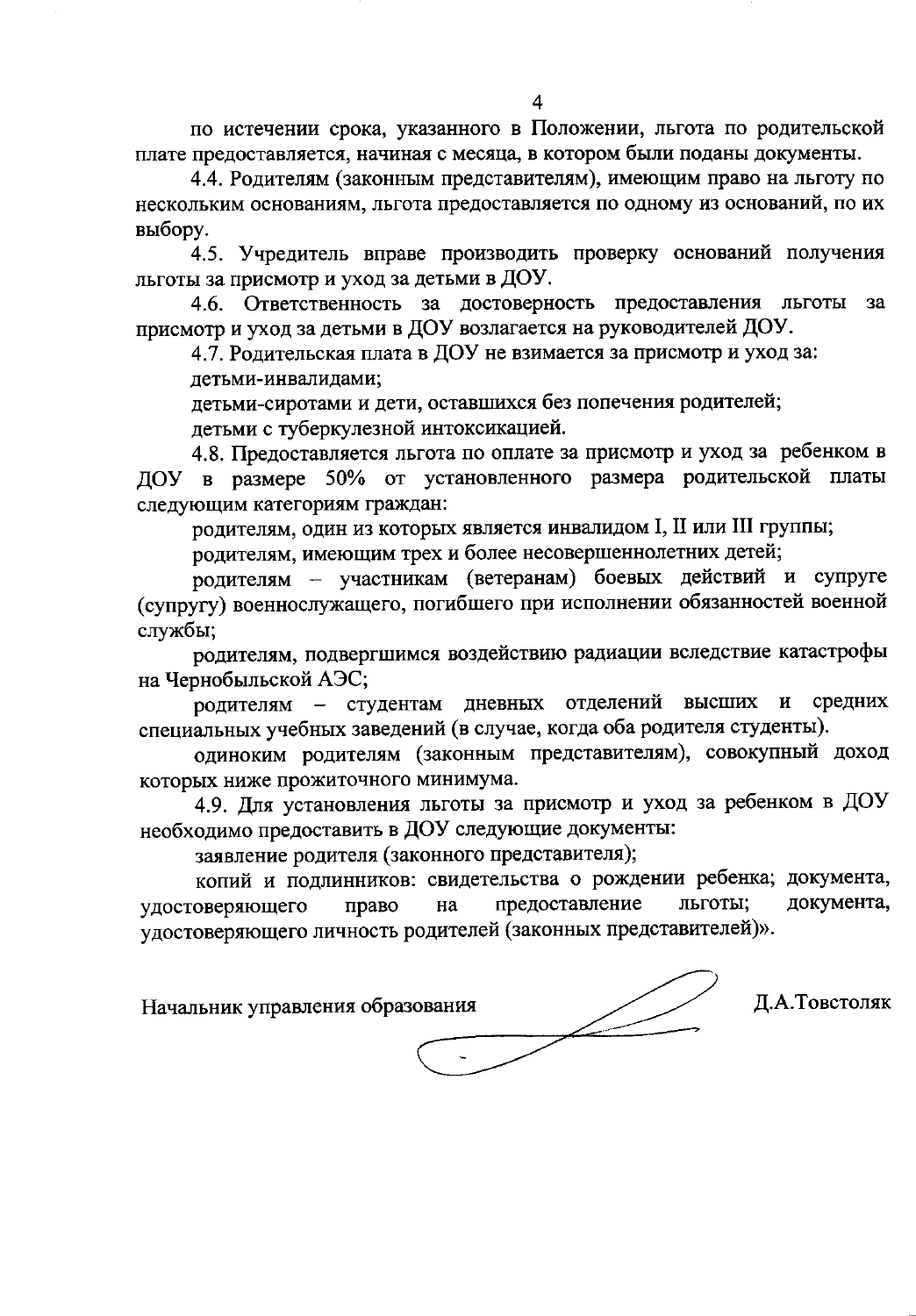по истечении срока, указанного в Положении, льгота по родительской плате предоставляется, начиная с месяца, в котором были поданы документы.

4.4. Родителям (законным представителям), имеющим право на льготу по нескольким основаниям, льгота предоставляется по одному из оснований, по их выбору.

4.5. Учредитель вправе производить проверку оснований получения льготы за присмотр и уход за детьми в ДОУ.

4.6. Ответственность за достоверность предоставления льготы за присмотр и уход за детьми в ДОУ возлагается на руководителей ДОУ.

4.7. Родительская плата в ДОУ не взимается за присмотр и уход за:

детьми-инвалидами;

детьми-сиротами и дети, оставшихся без попечения родителей;

детьми с туберкулезной интоксикацией.

4.8. Предоставляется льгота по оплате за присмотр и уход за ребенком в ДОУ в размере 50% от установленного размера родительской платы следующим категориям граждан:

родителям, один из которых является инвалидом I, II или III группы;

родителям, имеющим трех и более несовершеннолетних детей;

родителям – участникам (ветеранам) боевых действий и супруге (супругу) военнослужащего, погибшего при исполнении обязанностей военной службы;

родителям, подвергшимся воздействию радиации вследствие катастрофы на Чернобыльской АЭС;

родителям – студентам дневных отделений высших и средних специальных учебных заведений (в случае, когда оба родителя студенты).

одиноким родителям (законным представителям), совокупный доход которых ниже прожиточного минимума.

4.9. Для установления льготы за присмотр и уход за ребенком в ДОУ необходимо предоставить в ДОУ следующие документы:

заявление родителя (законного представителя);

копий и подлинников: свидетельства о рождении ребенка; документа, удостоверяющего право на предоставление льготы; документа, удостоверяющего личность родителей (законных представителей)».

Начальник управления образования Д.А.Товстоляк